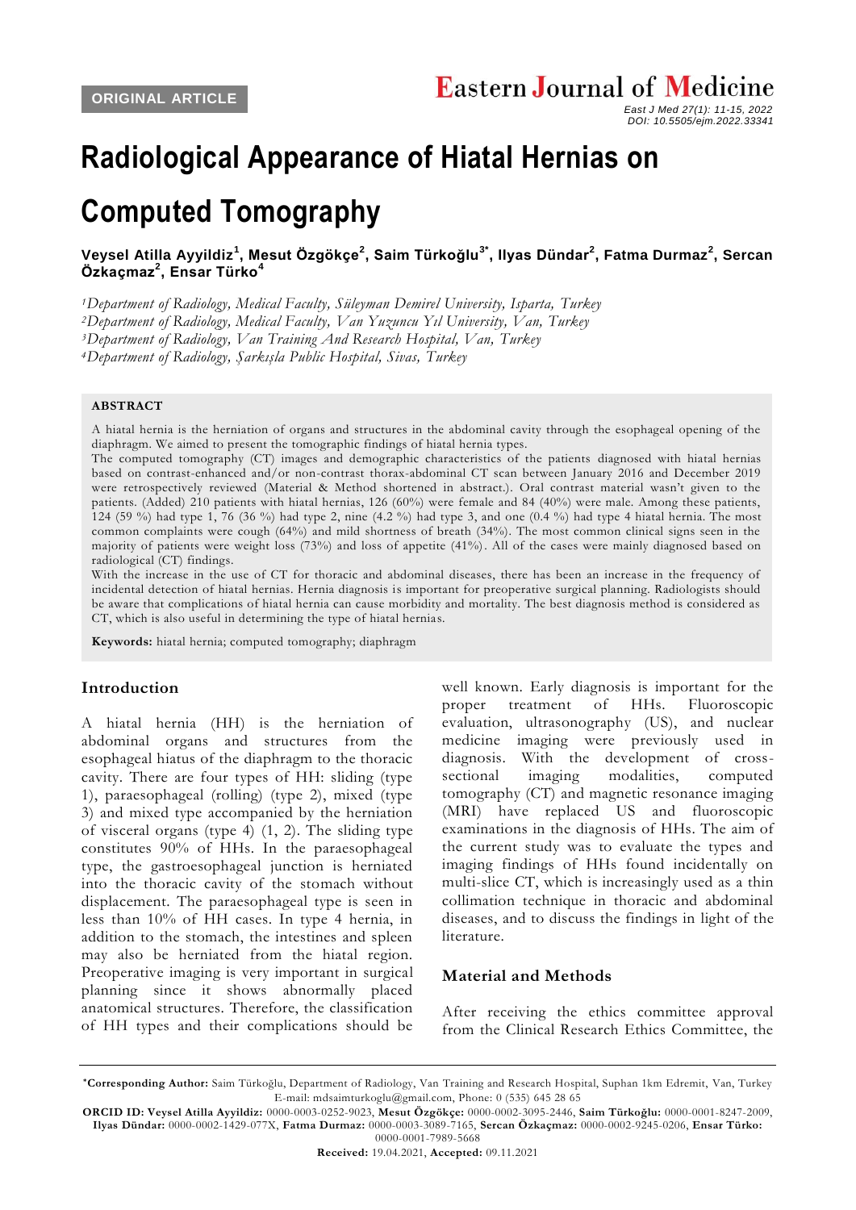ORIGINAL ARTICLE

# Radiological Appearance of Hiatal Hernias on Computed Tomography

**Veysel Atilla Ayyildiz[1], Mesut Özgökçe[2], Saim Türkoğlu[3*], Ilyas Dündar[2], Fatma Durmaz[2], Sercan Özkaçmaz[2], Ensar Türko[4]**

*[1]Department of Radiology, Medical Faculty, Süleyman Demirel University, Isparta, Turkey*
*[2]Department of Radiology, Medical Faculty, Van Yuzuncu Yıl University, Van, Turkey*
*[3]Department of Radiology, Van Training And Research Hospital, Van, Turkey*
*[4]Department of Radiology, Şarkışla Public Hospital, Sivas, Turkey*

**ABSTRACT**

A hiatal hernia is the herniation of organs and structures in the abdominal cavity through the esophageal opening of the diaphragm. We aimed to present the tomographic findings of hiatal hernia types.

The computed tomography (CT) images and demographic characteristics of the patients diagnosed with hiatal hernias based on contrast-enhanced and/or non-contrast thorax-abdominal CT scan between January 2016 and December 2019 were retrospectively reviewed (Material & Method shortened in abstract.). Oral contrast material wasn't given to the patients. (Added) 210 patients with hiatal hernias, 126 (60%) were female and 84 (40%) were male. Among these patients, 124 (59 %) had type 1, 76 (36 %) had type 2, nine (4.2 %) had type 3, and one (0.4 %) had type 4 hiatal hernia. The most common complaints were cough (64%) and mild shortness of breath (34%). The most common clinical signs seen in the majority of patients were weight loss (73%) and loss of appetite (41%). All of the cases were mainly diagnosed based on radiological (CT) findings.

With the increase in the use of CT for thoracic and abdominal diseases, there has been an increase in the frequency of incidental detection of hiatal hernias. Hernia diagnosis is important for preoperative surgical planning. Radiologists should be aware that complications of hiatal hernia can cause morbidity and mortality. The best diagnosis method is considered as CT, which is also useful in determining the type of hiatal hernias.

**Keywords:** hiatal hernia; computed tomography; diaphragm

## Introduction

A hiatal hernia (HH) is the herniation of abdominal organs and structures from the esophageal hiatus of the diaphragm to the thoracic cavity. There are four types of HH: sliding (type 1), paraesophageal (rolling) (type 2), mixed (type 3) and mixed type accompanied by the herniation of visceral organs (type 4) (1, 2). The sliding type constitutes 90% of HHs. In the paraesophageal type, the gastroesophageal junction is herniated into the thoracic cavity of the stomach without displacement. The paraesophageal type is seen in less than 10% of HH cases. In type 4 hernia, in addition to the stomach, the intestines and spleen may also be herniated from the hiatal region. Preoperative imaging is very important in surgical planning since it shows abnormally placed anatomical structures. Therefore, the classification of HH types and their complications should be well known. Early diagnosis is important for the proper treatment of HHs. Fluoroscopic evaluation, ultrasonography (US), and nuclear medicine imaging were previously used in diagnosis. With the development of cross-sectional imaging modalities, computed tomography (CT) and magnetic resonance imaging (MRI) have replaced US and fluoroscopic examinations in the diagnosis of HHs. The aim of the current study was to evaluate the types and imaging findings of HHs found incidentally on multi-slice CT, which is increasingly used as a thin collimation technique in thoracic and abdominal diseases, and to discuss the findings in light of the literature.

## Material and Methods

After receiving the ethics committee approval from the Clinical Research Ethics Committee, the

---

*Corresponding Author:** Saim Türkoğlu, Department of Radiology, Van Training and Research Hospital, Suphan 1km Edremit, Van, Turkey E-mail: mdsaimturkoglu@gmail.com, Phone: 0 (535) 645 28 65

**ORCID ID: Veysel Atilla Ayyildiz:** 0000-0003-0252-9023, **Mesut Özgökçe:** 0000-0002-3095-2446, **Saim Türkoğlu:** 0000-0001-8247-2009, **Ilyas Dündar:** 0000-0002-1429-077X, **Fatma Durmaz:** 0000-0003-3089-7165, **Sercan Özkaçmaz:** 0000-0002-9245-0206, **Ensar Türko:** 0000-0001-7989-5668

**Received:** 19.04.2021, **Accepted:** 09.11.2021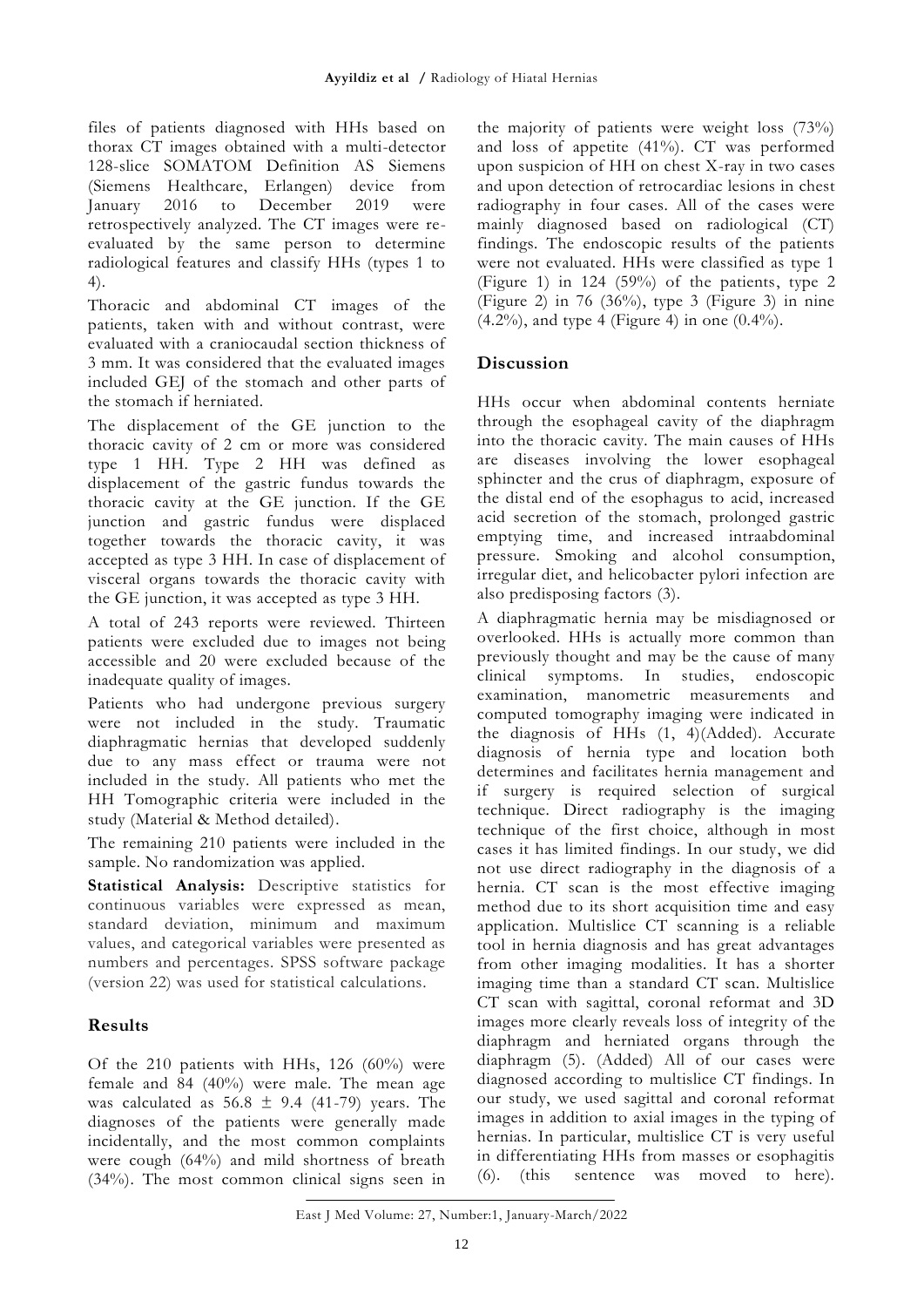files of patients diagnosed with HHs based on thorax CT images obtained with a multi-detector 128-slice SOMATOM Definition AS Siemens (Siemens Healthcare, Erlangen) device from January 2016 to December 2019 were retrospectively analyzed. The CT images were re-evaluated by the same person to determine radiological features and classify HHs (types 1 to 4).

Thoracic and abdominal CT images of the patients, taken with and without contrast, were evaluated with a craniocaudal section thickness of 3 mm. It was considered that the evaluated images included GEJ of the stomach and other parts of the stomach if herniated.

The displacement of the GE junction to the thoracic cavity of 2 cm or more was considered type 1 HH. Type 2 HH was defined as displacement of the gastric fundus towards the thoracic cavity at the GE junction. If the GE junction and gastric fundus were displaced together towards the thoracic cavity, it was accepted as type 3 HH. In case of displacement of visceral organs towards the thoracic cavity with the GE junction, it was accepted as type 3 HH.

A total of 243 reports were reviewed. Thirteen patients were excluded due to images not being accessible and 20 were excluded because of the inadequate quality of images.

Patients who had undergone previous surgery were not included in the study. Traumatic diaphragmatic hernias that developed suddenly due to any mass effect or trauma were not included in the study. All patients who met the HH Tomographic criteria were included in the study (Material & Method detailed).

The remaining 210 patients were included in the sample. No randomization was applied.

**Statistical Analysis:** Descriptive statistics for continuous variables were expressed as mean, standard deviation, minimum and maximum values, and categorical variables were presented as numbers and percentages. SPSS software package (version 22) was used for statistical calculations.

## Results

Of the 210 patients with HHs, 126 (60%) were female and 84 (40%) were male. The mean age was calculated as 56.8 $\pm$ 9.4 (41-79) years. The diagnoses of the patients were generally made incidentally, and the most common complaints were cough (64%) and mild shortness of breath (34%). The most common clinical signs seen in the majority of patients were weight loss (73%) and loss of appetite (41%). CT was performed upon suspicion of HH on chest X-ray in two cases and upon detection of retrocardiac lesions in chest radiography in four cases. All of the cases were mainly diagnosed based on radiological (CT) findings. The endoscopic results of the patients were not evaluated. HHs were classified as type 1 (Figure 1) in 124 (59%) of the patients, type 2 (Figure 2) in 76 (36%), type 3 (Figure 3) in nine (4.2%), and type 4 (Figure 4) in one (0.4%).

## Discussion

HHs occur when abdominal contents herniate through the esophageal cavity of the diaphragm into the thoracic cavity. The main causes of HHs are diseases involving the lower esophageal sphincter and the crus of diaphragm, exposure of the distal end of the esophagus to acid, increased acid secretion of the stomach, prolonged gastric emptying time, and increased intraabdominal pressure. Smoking and alcohol consumption, irregular diet, and helicobacter pylori infection are also predisposing factors (3).

A diaphragmatic hernia may be misdiagnosed or overlooked. HHs is actually more common than previously thought and may be the cause of many clinical symptoms. In studies, endoscopic examination, manometric measurements and computed tomography imaging were indicated in the diagnosis of HHs (1, 4)(Added). Accurate diagnosis of hernia type and location both determines and facilitates hernia management and if surgery is required selection of surgical technique. Direct radiography is the imaging technique of the first choice, although in most cases it has limited findings. In our study, we did not use direct radiography in the diagnosis of a hernia. CT scan is the most effective imaging method due to its short acquisition time and easy application. Multislice CT scanning is a reliable tool in hernia diagnosis and has great advantages from other imaging modalities. It has a shorter imaging time than a standard CT scan. Multislice CT scan with sagittal, coronal reformat and 3D images more clearly reveals loss of integrity of the diaphragm and herniated organs through the diaphragm (5). (Added) All of our cases were diagnosed according to multislice CT findings. In our study, we used sagittal and coronal reformat images in addition to axial images in the typing of hernias. In particular, multislice CT is very useful in differentiating HHs from masses or esophagitis (6). (this sentence was moved to here).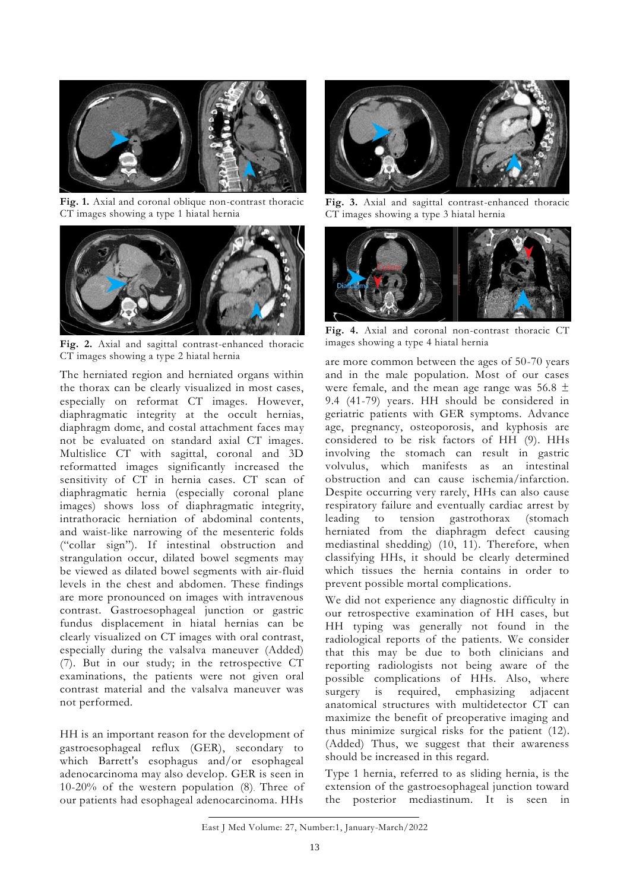Fig. 1. Axial and coronal oblique non-contrast thoracic CT images showing a type 1 hiatal hernia

Fig. 2. Axial and sagittal contrast-enhanced thoracic CT images showing a type 2 hiatal hernia

The herniated region and herniated organs within the thorax can be clearly visualized in most cases, especially on reformat CT images. However, diaphragmatic integrity at the occult hernias, diaphragm dome, and costal attachment faces may not be evaluated on standard axial CT images. Multislice CT with sagittal, coronal and 3D reformatted images significantly increased the sensitivity of CT in hernia cases. CT scan of diaphragmatic hernia (especially coronal plane images) shows loss of diaphragmatic integrity, intrathoracic herniation of abdominal contents, and waist-like narrowing of the mesenteric folds ("collar sign"). If intestinal obstruction and strangulation occur, dilated bowel segments may be viewed as dilated bowel segments with air-fluid levels in the chest and abdomen. These findings are more pronounced on images with intravenous contrast. Gastroesophageal junction or gastric fundus displacement in hiatal hernias can be clearly visualized on CT images with oral contrast, especially during the valsalva maneuver (Added) (7). But in our study; in the retrospective CT examinations, the patients were not given oral contrast material and the valsalva maneuver was not performed.

HH is an important reason for the development of gastroesophageal reflux (GER), secondary to which Barrett's esophagus and/or esophageal adenocarcinoma may also develop. GER is seen in 10-20% of the western population (8). Three of our patients had esophageal adenocarcinoma. HHs are more common between the ages of 50-70 years and in the male population. Most of our cases were female, and the mean age range was 56.8 ± 9.4 (41-79) years. HH should be considered in geriatric patients with GER symptoms. Advance age, pregnancy, osteoporosis, and kyphosis are considered to be risk factors of HH (9). HHs involving the stomach can result in gastric volvulus, which manifests as an intestinal obstruction and can cause ischemia/infarction. Despite occurring very rarely, HHs can also cause respiratory failure and eventually cardiac arrest by leading to tension gastrothorax (stomach herniated from the diaphragm defect causing mediastinal shedding) (10, 11). Therefore, when classifying HHs, it should be clearly determined which tissues the hernia contains in order to prevent possible mortal complications.

Fig. 3. Axial and sagittal contrast-enhanced thoracic CT images showing a type 3 hiatal hernia

Fig. 4. Axial and coronal non-contrast thoracic CT images showing a type 4 hiatal hernia

We did not experience any diagnostic difficulty in our retrospective examination of HH cases, but HH typing was generally not found in the radiological reports of the patients. We consider that this may be due to both clinicians and reporting radiologists not being aware of the possible complications of HHs. Also, where surgery is required, emphasizing adjacent anatomical structures with multidetector CT can maximize the benefit of preoperative imaging and thus minimize surgical risks for the patient (12). (Added) Thus, we suggest that their awareness should be increased in this regard.

Type 1 hernia, referred to as sliding hernia, is the extension of the gastroesophageal junction toward the posterior mediastinum. It is seen in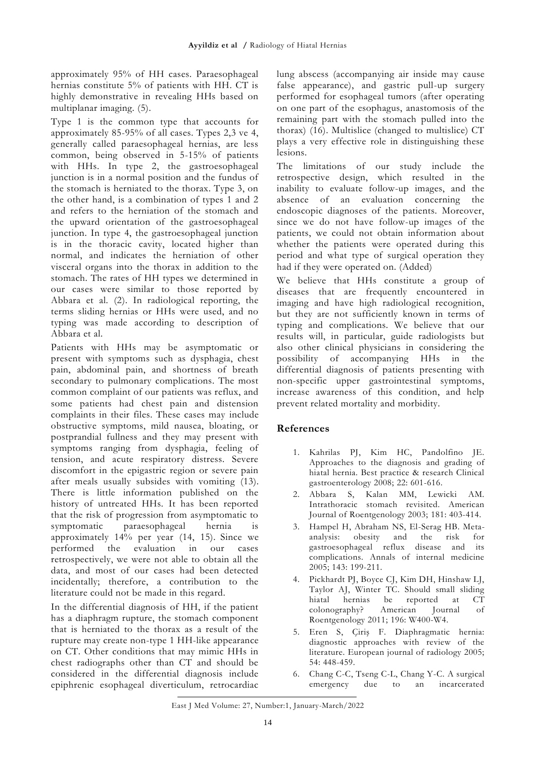approximately 95% of HH cases. Paraesophageal hernias constitute 5% of patients with HH. CT is highly demonstrative in revealing HHs based on multiplanar imaging. (5).

Type 1 is the common type that accounts for approximately 85-95% of all cases. Types 2,3 ve 4, generally called paraesophageal hernias, are less common, being observed in 5-15% of patients with HHs. In type 2, the gastroesophageal junction is in a normal position and the fundus of the stomach is herniated to the thorax. Type 3, on the other hand, is a combination of types 1 and 2 and refers to the herniation of the stomach and the upward orientation of the gastroesophageal junction. In type 4, the gastroesophageal junction is in the thoracic cavity, located higher than normal, and indicates the herniation of other visceral organs into the thorax in addition to the stomach. The rates of HH types we determined in our cases were similar to those reported by Abbara et al. (2). In radiological reporting, the terms sliding hernias or HHs were used, and no typing was made according to description of Abbara et al.

Patients with HHs may be asymptomatic or present with symptoms such as dysphagia, chest pain, abdominal pain, and shortness of breath secondary to pulmonary complications. The most common complaint of our patients was reflux, and some patients had chest pain and distension complaints in their files. These cases may include obstructive symptoms, mild nausea, bloating, or postprandial fullness and they may present with symptoms ranging from dysphagia, feeling of tension, and acute respiratory distress. Severe discomfort in the epigastric region or severe pain after meals usually subsides with vomiting (13). There is little information published on the history of untreated HHs. It has been reported that the risk of progression from asymptomatic to symptomatic paraesophageal hernia is approximately 14% per year (14, 15). Since we performed the evaluation in our cases retrospectively, we were not able to obtain all the data, and most of our cases had been detected incidentally; therefore, a contribution to the literature could not be made in this regard.

In the differential diagnosis of HH, if the patient has a diaphragm rupture, the stomach component that is herniated to the thorax as a result of the rupture may create non-type 1 HH-like appearance on CT. Other conditions that may mimic HHs in chest radiographs other than CT and should be considered in the differential diagnosis include epiphrenic esophageal diverticulum, retrocardiac lung abscess (accompanying air inside may cause false appearance), and gastric pull-up surgery performed for esophageal tumors (after operating on one part of the esophagus, anastomosis of the remaining part with the stomach pulled into the thorax) (16). Multislice (changed to multislice) CT plays a very effective role in distinguishing these lesions.

The limitations of our study include the retrospective design, which resulted in the inability to evaluate follow-up images, and the absence of an evaluation concerning the endoscopic diagnoses of the patients. Moreover, since we do not have follow-up images of the patients, we could not obtain information about whether the patients were operated during this period and what type of surgical operation they had if they were operated on. (Added)

We believe that HHs constitute a group of diseases that are frequently encountered in imaging and have high radiological recognition, but they are not sufficiently known in terms of typing and complications. We believe that our results will, in particular, guide radiologists but also other clinical physicians in considering the possibility of accompanying HHs in the differential diagnosis of patients presenting with non-specific upper gastrointestinal symptoms, increase awareness of this condition, and help prevent related mortality and morbidity.

## References

1. Kahrilas PJ, Kim HC, Pandolfino JE. Approaches to the diagnosis and grading of hiatal hernia. Best practice & research Clinical gastroenterology 2008; 22: 601-616.
2. Abbara S, Kalan MM, Lewicki AM. Intrathoracic stomach revisited. American Journal of Roentgenology 2003; 181: 403-414.
3. Hampel H, Abraham NS, El-Serag HB. Meta-analysis: obesity and the risk for gastroesophageal reflux disease and its complications. Annals of internal medicine 2005; 143: 199-211.
4. Pickhardt PJ, Boyce CJ, Kim DH, Hinshaw LJ, Taylor AJ, Winter TC. Should small sliding hiatal hernias be reported at CT colonography? American Journal of Roentgenology 2011; 196: W400-W4.
5. Eren S, Çiriş F. Diaphragmatic hernia: diagnostic approaches with review of the literature. European journal of radiology 2005; 54: 448-459.
6. Chang C-C, Tseng C-L, Chang Y-C. A surgical emergency due to an incarcerated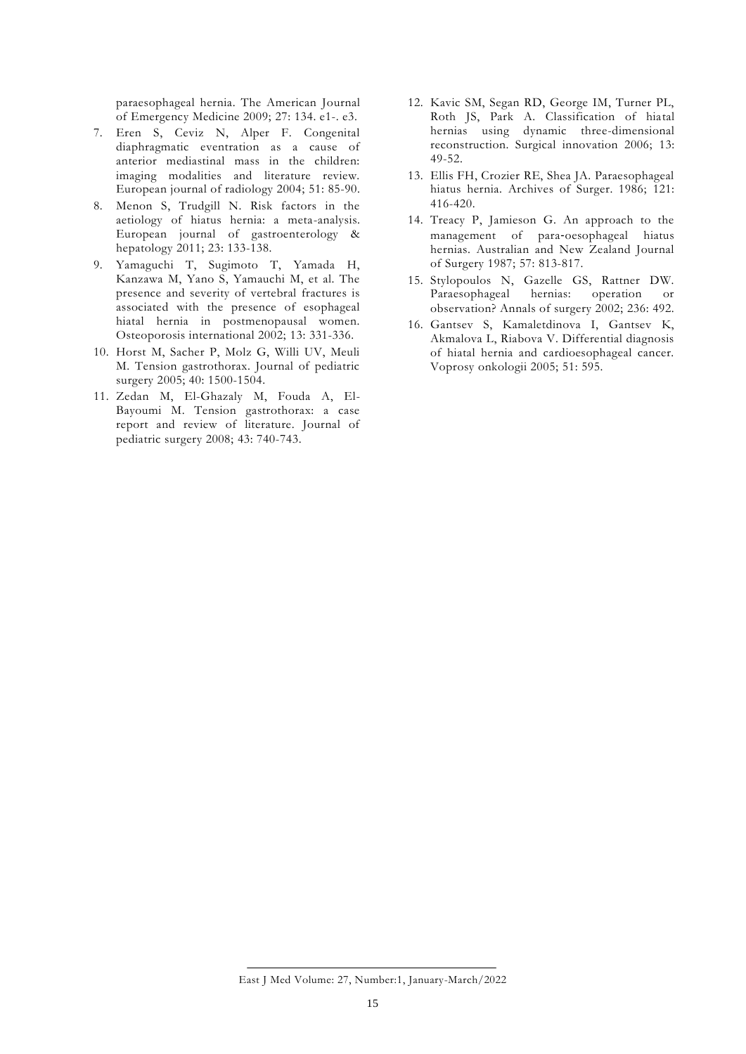paraesophageal hernia. The American Journal of Emergency Medicine 2009; 27: 134. e1-. e3.

7. Eren S, Ceviz N, Alper F. Congenital diaphragmatic eventration as a cause of anterior mediastinal mass in the children: imaging modalities and literature review. European journal of radiology 2004; 51: 85-90.
8. Menon S, Trudgill N. Risk factors in the aetiology of hiatus hernia: a meta-analysis. European journal of gastroenterology & hepatology 2011; 23: 133-138.
9. Yamaguchi T, Sugimoto T, Yamada H, Kanzawa M, Yano S, Yamauchi M, et al. The presence and severity of vertebral fractures is associated with the presence of esophageal hiatal hernia in postmenopausal women. Osteoporosis international 2002; 13: 331-336.
10. Horst M, Sacher P, Molz G, Willi UV, Meuli M. Tension gastrothorax. Journal of pediatric surgery 2005; 40: 1500-1504.
11. Zedan M, El-Ghazaly M, Fouda A, El-Bayoumi M. Tension gastrothorax: a case report and review of literature. Journal of pediatric surgery 2008; 43: 740-743.
12. Kavic SM, Segan RD, George IM, Turner PL, Roth JS, Park A. Classification of hiatal hernias using dynamic three-dimensional reconstruction. Surgical innovation 2006; 13: 49-52.
13. Ellis FH, Crozier RE, Shea JA. Paraesophageal hiatus hernia. Archives of Surger. 1986; 121: 416-420.
14. Treacy P, Jamieson G. An approach to the management of para-oesophageal hiatus hernias. Australian and New Zealand Journal of Surgery 1987; 57: 813-817.
15. Stylopoulos N, Gazelle GS, Rattner DW. Paraesophageal hernias: operation or observation? Annals of surgery 2002; 236: 492.
16. Gantsev S, Kamaletdinova I, Gantsev K, Akmalova L, Riabova V. Differential diagnosis of hiatal hernia and cardioesophageal cancer. Voprosy onkologii 2005; 51: 595.